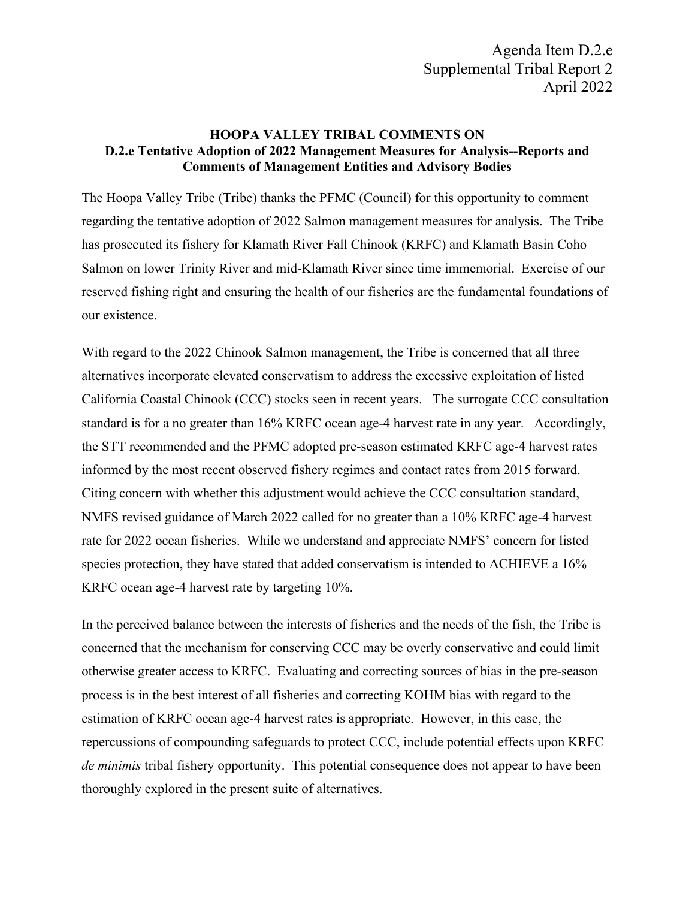Agenda Item D.2.e
Supplemental Tribal Report 2
April 2022

**HOOPA VALLEY TRIBAL COMMENTS ON**
**D.2.e Tentative Adoption of 2022 Management Measures for Analysis--Reports and Comments of Management Entities and Advisory Bodies**

The Hoopa Valley Tribe (Tribe) thanks the PFMC (Council) for this opportunity to comment regarding the tentative adoption of 2022 Salmon management measures for analysis. The Tribe has prosecuted its fishery for Klamath River Fall Chinook (KRFC) and Klamath Basin Coho Salmon on lower Trinity River and mid-Klamath River since time immemorial. Exercise of our reserved fishing right and ensuring the health of our fisheries are the fundamental foundations of our existence.

With regard to the 2022 Chinook Salmon management, the Tribe is concerned that all three alternatives incorporate elevated conservatism to address the excessive exploitation of listed California Coastal Chinook (CCC) stocks seen in recent years. The surrogate CCC consultation standard is for a no greater than 16% KRFC ocean age-4 harvest rate in any year. Accordingly, the STT recommended and the PFMC adopted pre-season estimated KRFC age-4 harvest rates informed by the most recent observed fishery regimes and contact rates from 2015 forward. Citing concern with whether this adjustment would achieve the CCC consultation standard, NMFS revised guidance of March 2022 called for no greater than a 10% KRFC age-4 harvest rate for 2022 ocean fisheries. While we understand and appreciate NMFS' concern for listed species protection, they have stated that added conservatism is intended to ACHIEVE a 16% KRFC ocean age-4 harvest rate by targeting 10%.

In the perceived balance between the interests of fisheries and the needs of the fish, the Tribe is concerned that the mechanism for conserving CCC may be overly conservative and could limit otherwise greater access to KRFC. Evaluating and correcting sources of bias in the pre-season process is in the best interest of all fisheries and correcting KOHM bias with regard to the estimation of KRFC ocean age-4 harvest rates is appropriate. However, in this case, the repercussions of compounding safeguards to protect CCC, include potential effects upon KRFC *de minimis* tribal fishery opportunity. This potential consequence does not appear to have been thoroughly explored in the present suite of alternatives.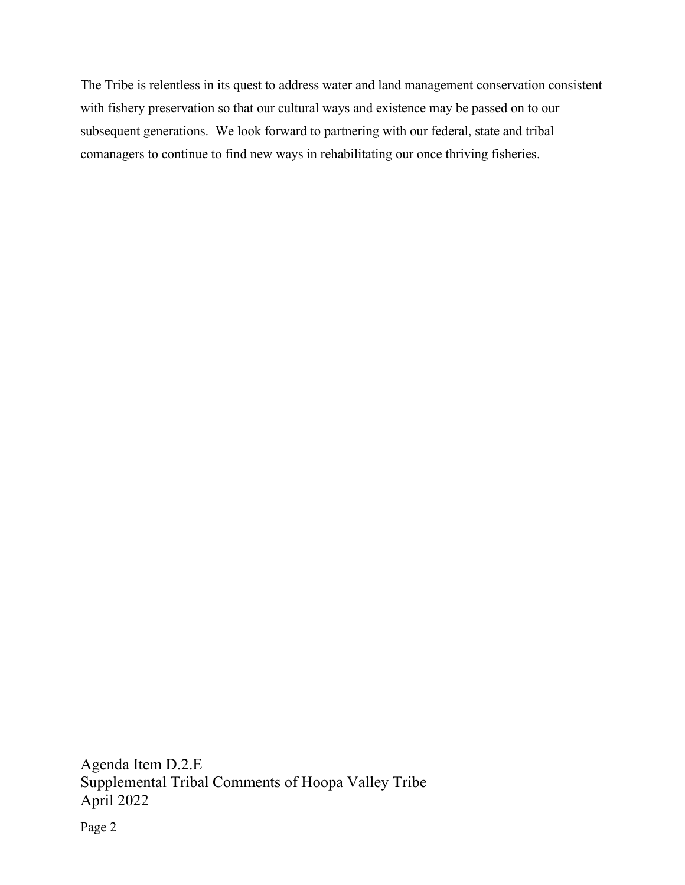The Tribe is relentless in its quest to address water and land management conservation consistent with fishery preservation so that our cultural ways and existence may be passed on to our subsequent generations. We look forward to partnering with our federal, state and tribal comanagers to continue to find new ways in rehabilitating our once thriving fisheries.